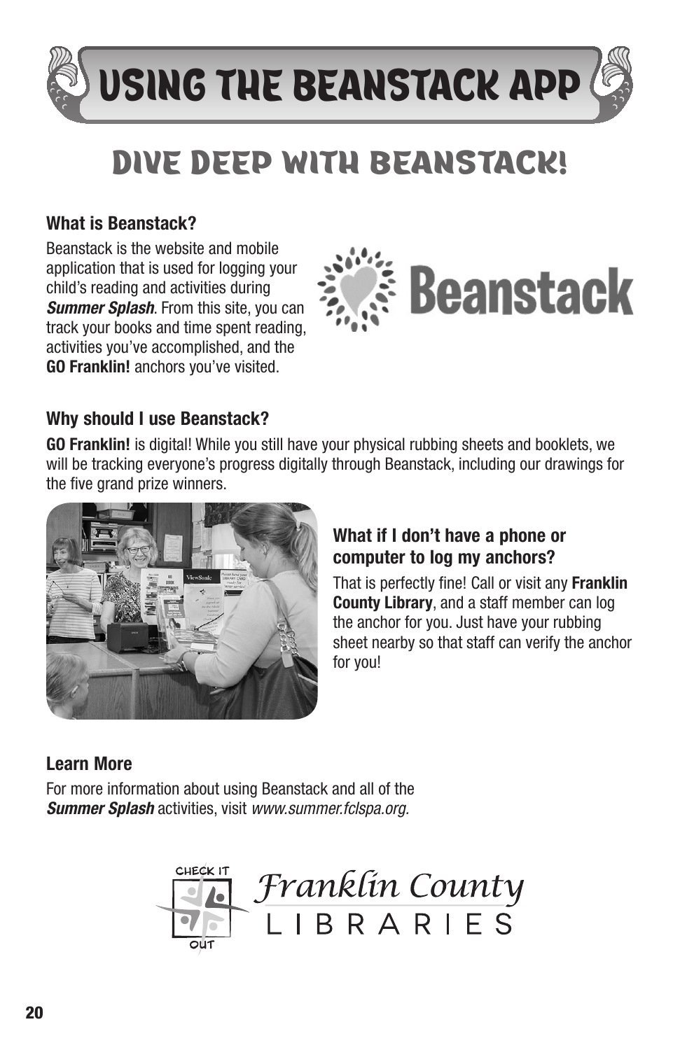# USING THE BEANSTACK APP

## DIVE DEEP WITH BEANSTACK!

### What is Beanstack?

Beanstack is the website and mobile application that is used for logging your child's reading and activities during ***Summer Splash***. From this site, you can track your books and time spent reading, activities you've accomplished, and the **GO Franklin!** anchors you've visited.

### Why should I use Beanstack?

**GO Franklin!** is digital! While you still have your physical rubbing sheets and booklets, we will be tracking everyone's progress digitally through Beanstack, including our drawings for the five grand prize winners.

### What if I don't have a phone or computer to log my anchors?

That is perfectly fine! Call or visit any **Franklin County Library**, and a staff member can log the anchor for you. Just have your rubbing sheet nearby so that staff can verify the anchor for you!

### Learn More

For more information about using Beanstack and all of the ***Summer Splash*** activities, visit *www.summer.fclspa.org.*

CHECK IT OUT Franklin County LIBRARIES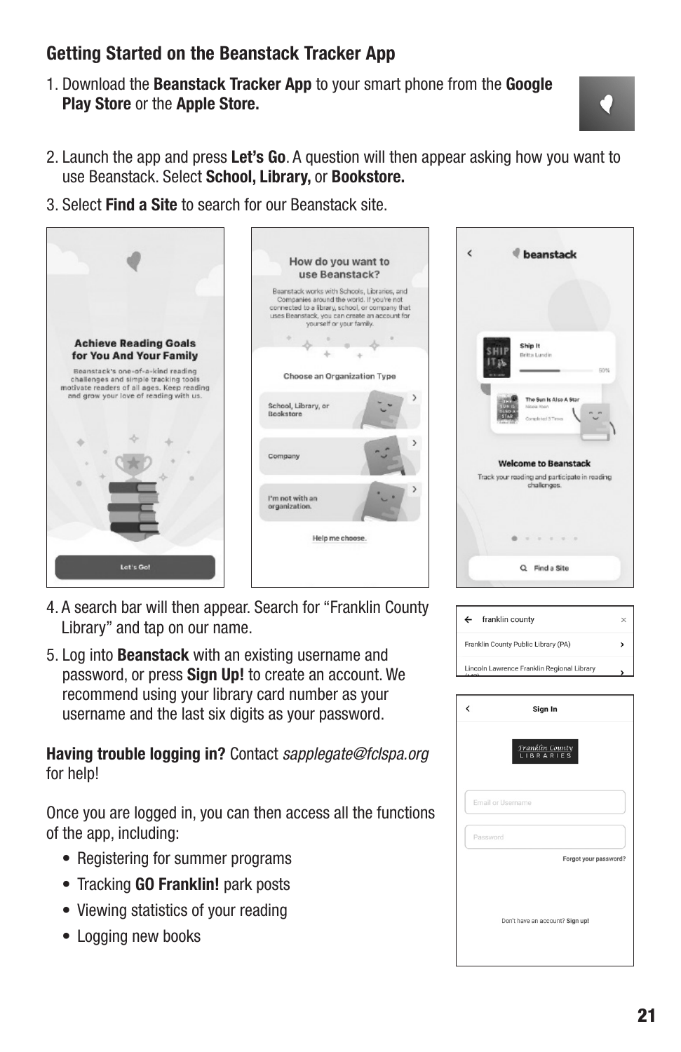## Getting Started on the Beanstack Tracker App

1. Download the **Beanstack Tracker App** to your smart phone from the **Google Play Store** or the **Apple Store.**
2. Launch the app and press **Let's Go**. A question will then appear asking how you want to use Beanstack. Select **School, Library,** or **Bookstore.**
3. Select **Find a Site** to search for our Beanstack site.
4. A search bar will then appear. Search for "Franklin County Library" and tap on our name.
5. Log into **Beanstack** with an existing username and password, or press **Sign Up!** to create an account. We recommend using your library card number as your username and the last six digits as your password.

**Having trouble logging in?** Contact *sapplegate@fclspa.org* for help!

Once you are logged in, you can then access all the functions of the app, including:

- Registering for summer programs
- Tracking **GO Franklin!** park posts
- Viewing statistics of your reading
- Logging new books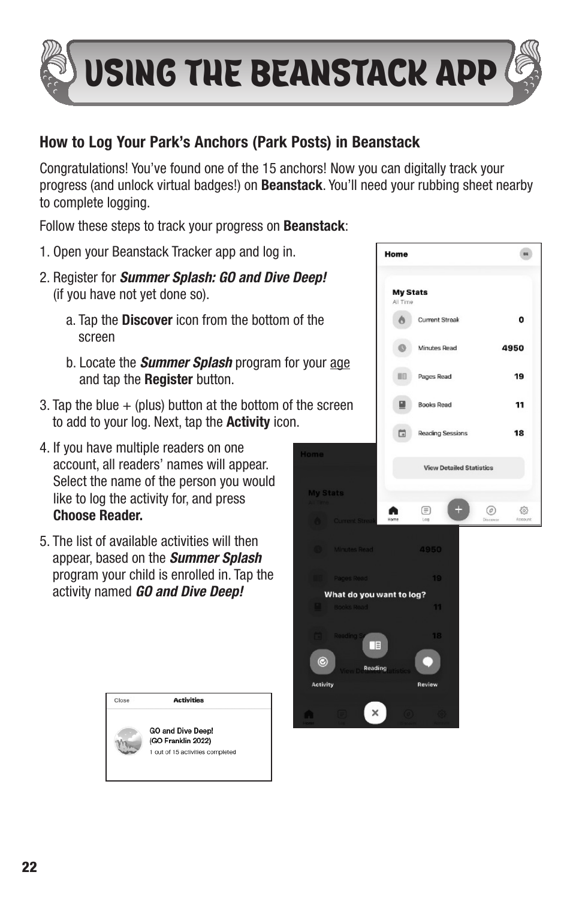# USING THE BEANSTACK APP

### How to Log Your Park's Anchors (Park Posts) in Beanstack

Congratulations! You've found one of the 15 anchors! Now you can digitally track your progress (and unlock virtual badges!) on **Beanstack**. You'll need your rubbing sheet nearby to complete logging.

Follow these steps to track your progress on **Beanstack**:

1. Open your Beanstack Tracker app and log in.
2. Register for ***Summer Splash: GO and Dive Deep!*** (if you have not yet done so).
   a. Tap the **Discover** icon from the bottom of the screen
   b. Locate the ***Summer Splash*** program for your age and tap the **Register** button.
3. Tap the blue + (plus) button at the bottom of the screen to add to your log. Next, tap the **Activity** icon.
4. If you have multiple readers on one account, all readers' names will appear. Select the name of the person you would like to log the activity for, and press **Choose Reader.**
5. The list of available activities will then appear, based on the ***Summer Splash*** program your child is enrolled in. Tap the activity named ***GO and Dive Deep!***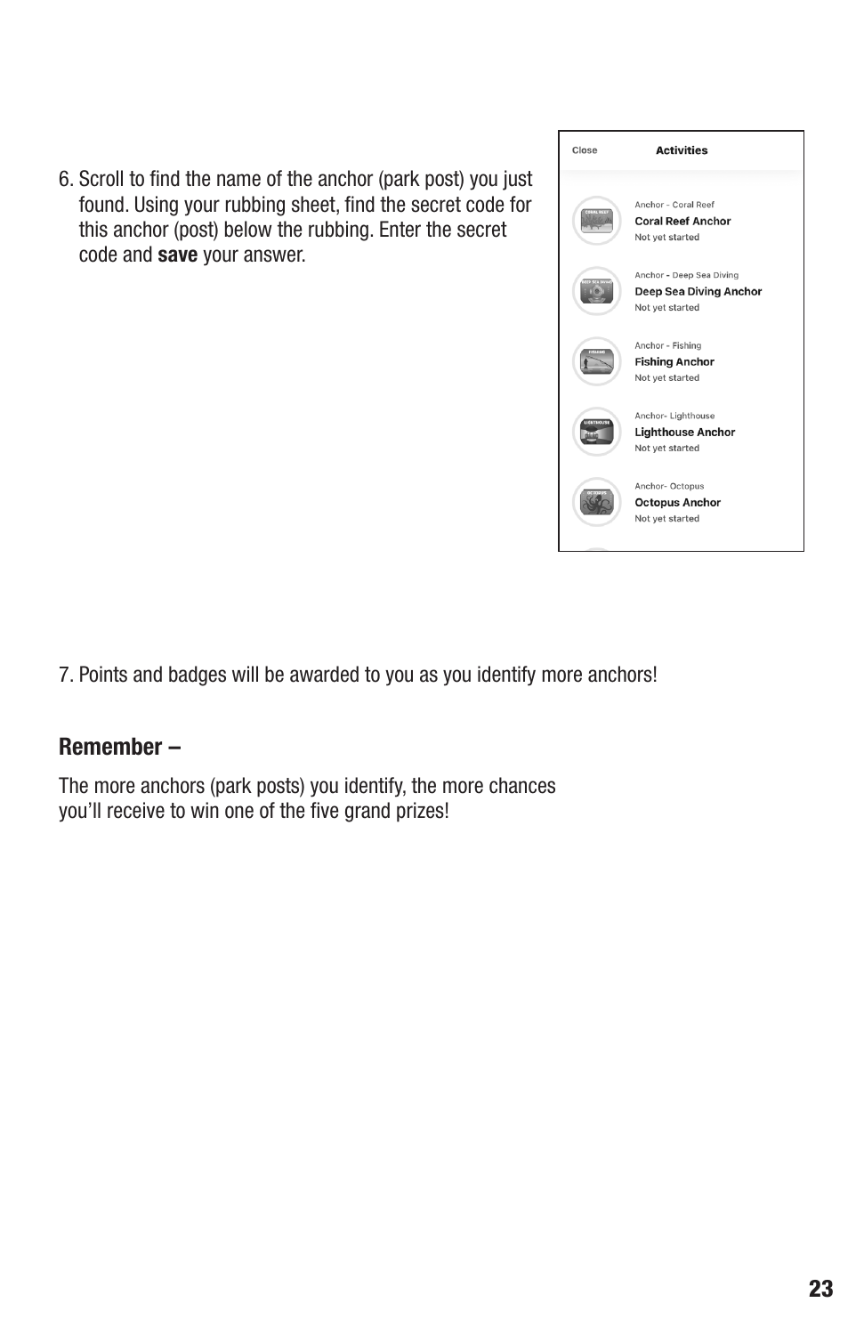6. Scroll to find the name of the anchor (park post) you just found. Using your rubbing sheet, find the secret code for this anchor (post) below the rubbing. Enter the secret code and **save** your answer.

Close Activities

Anchor - Coral Reef
Coral Reef Anchor
Not yet started

Anchor - Deep Sea Diving
Deep Sea Diving Anchor
Not yet started

Anchor - Fishing
Fishing Anchor
Not yet started

Anchor- Lighthouse
Lighthouse Anchor
Not yet started

Anchor- Octopus
Octopus Anchor
Not yet started

7. Points and badges will be awarded to you as you identify more anchors!

**Remember –**

The more anchors (park posts) you identify, the more chances you'll receive to win one of the five grand prizes!